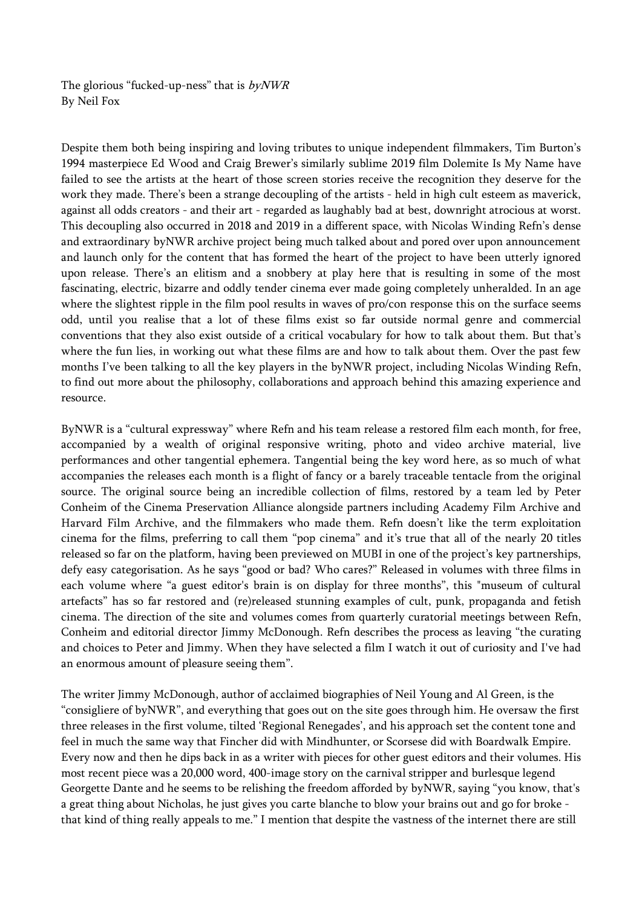The glorious "fucked-up-ness" that is *byNWR*
By Neil Fox

Despite them both being inspiring and loving tributes to unique independent filmmakers, Tim Burton's 1994 masterpiece Ed Wood and Craig Brewer's similarly sublime 2019 film Dolemite Is My Name have failed to see the artists at the heart of those screen stories receive the recognition they deserve for the work they made. There's been a strange decoupling of the artists - held in high cult esteem as maverick, against all odds creators - and their art - regarded as laughably bad at best, downright atrocious at worst. This decoupling also occurred in 2018 and 2019 in a different space, with Nicolas Winding Refn's dense and extraordinary byNWR archive project being much talked about and pored over upon announcement and launch only for the content that has formed the heart of the project to have been utterly ignored upon release. There's an elitism and a snobbery at play here that is resulting in some of the most fascinating, electric, bizarre and oddly tender cinema ever made going completely unheralded. In an age where the slightest ripple in the film pool results in waves of pro/con response this on the surface seems odd, until you realise that a lot of these films exist so far outside normal genre and commercial conventions that they also exist outside of a critical vocabulary for how to talk about them. But that's where the fun lies, in working out what these films are and how to talk about them. Over the past few months I've been talking to all the key players in the byNWR project, including Nicolas Winding Refn, to find out more about the philosophy, collaborations and approach behind this amazing experience and resource.

ByNWR is a "cultural expressway" where Refn and his team release a restored film each month, for free, accompanied by a wealth of original responsive writing, photo and video archive material, live performances and other tangential ephemera. Tangential being the key word here, as so much of what accompanies the releases each month is a flight of fancy or a barely traceable tentacle from the original source. The original source being an incredible collection of films, restored by a team led by Peter Conheim of the Cinema Preservation Alliance alongside partners including Academy Film Archive and Harvard Film Archive, and the filmmakers who made them. Refn doesn't like the term exploitation cinema for the films, preferring to call them "pop cinema" and it's true that all of the nearly 20 titles released so far on the platform, having been previewed on MUBI in one of the project's key partnerships, defy easy categorisation. As he says "good or bad? Who cares?" Released in volumes with three films in each volume where "a guest editor's brain is on display for three months", this "museum of cultural artefacts" has so far restored and (re)released stunning examples of cult, punk, propaganda and fetish cinema. The direction of the site and volumes comes from quarterly curatorial meetings between Refn, Conheim and editorial director Jimmy McDonough. Refn describes the process as leaving "the curating and choices to Peter and Jimmy. When they have selected a film I watch it out of curiosity and I've had an enormous amount of pleasure seeing them".

The writer Jimmy McDonough, author of acclaimed biographies of Neil Young and Al Green, is the "consigliere of byNWR", and everything that goes out on the site goes through him. He oversaw the first three releases in the first volume, tilted 'Regional Renegades', and his approach set the content tone and feel in much the same way that Fincher did with Mindhunter, or Scorsese did with Boardwalk Empire. Every now and then he dips back in as a writer with pieces for other guest editors and their volumes. His most recent piece was a 20,000 word, 400-image story on the carnival stripper and burlesque legend Georgette Dante and he seems to be relishing the freedom afforded by byNWR, saying "you know, that's a great thing about Nicholas, he just gives you carte blanche to blow your brains out and go for broke - that kind of thing really appeals to me." I mention that despite the vastness of the internet there are still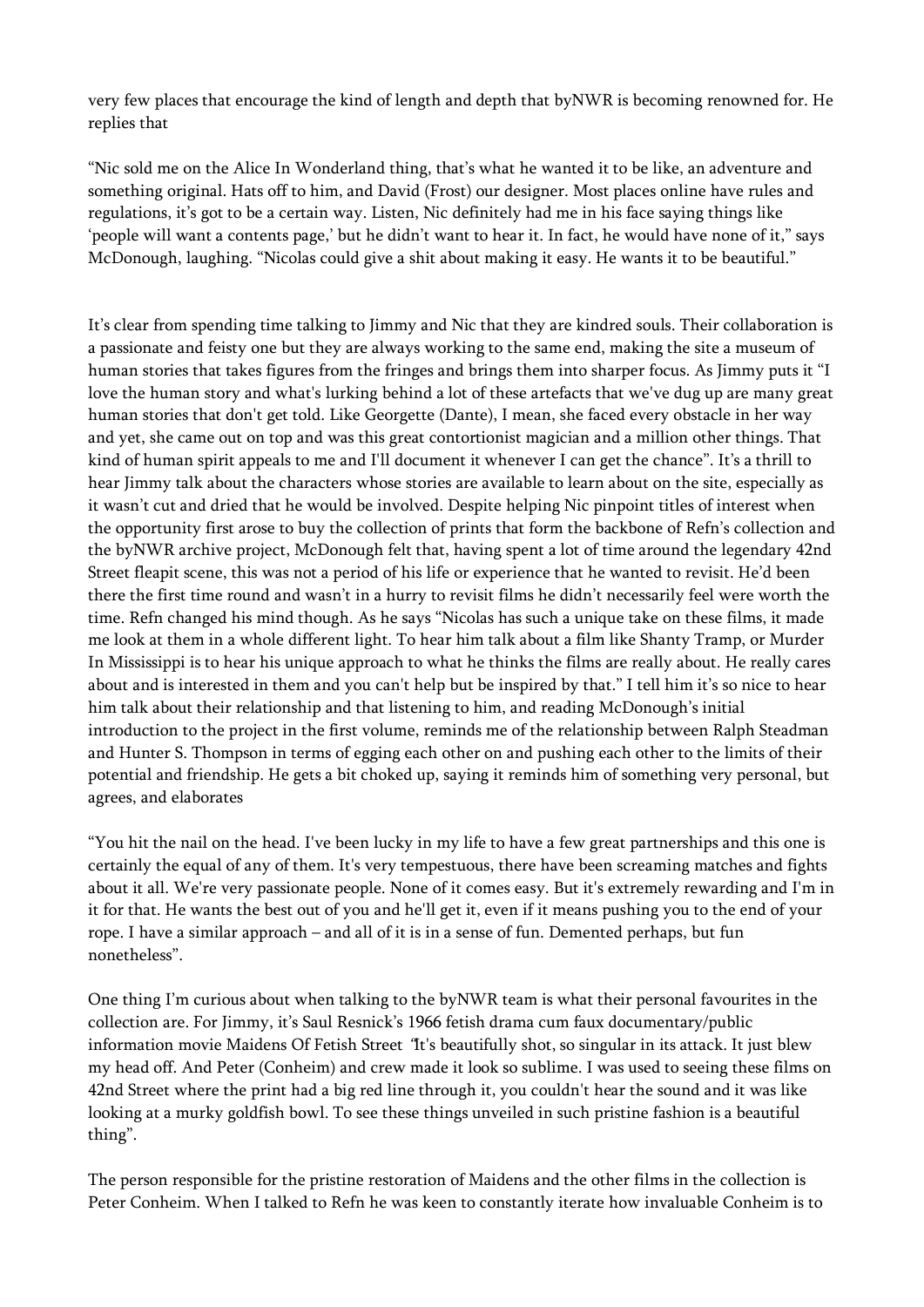very few places that encourage the kind of length and depth that byNWR is becoming renowned for. He replies that

"Nic sold me on the Alice In Wonderland thing, that's what he wanted it to be like, an adventure and something original. Hats off to him, and David (Frost) our designer. Most places online have rules and regulations, it's got to be a certain way. Listen, Nic definitely had me in his face saying things like 'people will want a contents page,' but he didn't want to hear it. In fact, he would have none of it," says McDonough, laughing. "Nicolas could give a shit about making it easy. He wants it to be beautiful."

It's clear from spending time talking to Jimmy and Nic that they are kindred souls. Their collaboration is a passionate and feisty one but they are always working to the same end, making the site a museum of human stories that takes figures from the fringes and brings them into sharper focus. As Jimmy puts it "I love the human story and what's lurking behind a lot of these artefacts that we've dug up are many great human stories that don't get told. Like Georgette (Dante), I mean, she faced every obstacle in her way and yet, she came out on top and was this great contortionist magician and a million other things. That kind of human spirit appeals to me and I'll document it whenever I can get the chance". It's a thrill to hear Jimmy talk about the characters whose stories are available to learn about on the site, especially as it wasn't cut and dried that he would be involved. Despite helping Nic pinpoint titles of interest when the opportunity first arose to buy the collection of prints that form the backbone of Refn's collection and the byNWR archive project, McDonough felt that, having spent a lot of time around the legendary 42nd Street fleapit scene, this was not a period of his life or experience that he wanted to revisit. He'd been there the first time round and wasn't in a hurry to revisit films he didn't necessarily feel were worth the time. Refn changed his mind though. As he says "Nicolas has such a unique take on these films, it made me look at them in a whole different light. To hear him talk about a film like Shanty Tramp, or Murder In Mississippi is to hear his unique approach to what he thinks the films are really about. He really cares about and is interested in them and you can't help but be inspired by that." I tell him it's so nice to hear him talk about their relationship and that listening to him, and reading McDonough's initial introduction to the project in the first volume, reminds me of the relationship between Ralph Steadman and Hunter S. Thompson in terms of egging each other on and pushing each other to the limits of their potential and friendship. He gets a bit choked up, saying it reminds him of something very personal, but agrees, and elaborates

"You hit the nail on the head. I've been lucky in my life to have a few great partnerships and this one is certainly the equal of any of them. It's very tempestuous, there have been screaming matches and fights about it all. We're very passionate people. None of it comes easy. But it's extremely rewarding and I'm in it for that. He wants the best out of you and he'll get it, even if it means pushing you to the end of your rope. I have a similar approach – and all of it is in a sense of fun. Demented perhaps, but fun nonetheless".

One thing I'm curious about when talking to the byNWR team is what their personal favourites in the collection are. For Jimmy, it's Saul Resnick's 1966 fetish drama cum faux documentary/public information movie Maidens Of Fetish Street "It's beautifully shot, so singular in its attack. It just blew my head off. And Peter (Conheim) and crew made it look so sublime. I was used to seeing these films on 42nd Street where the print had a big red line through it, you couldn't hear the sound and it was like looking at a murky goldfish bowl. To see these things unveiled in such pristine fashion is a beautiful thing".

The person responsible for the pristine restoration of Maidens and the other films in the collection is Peter Conheim. When I talked to Refn he was keen to constantly iterate how invaluable Conheim is to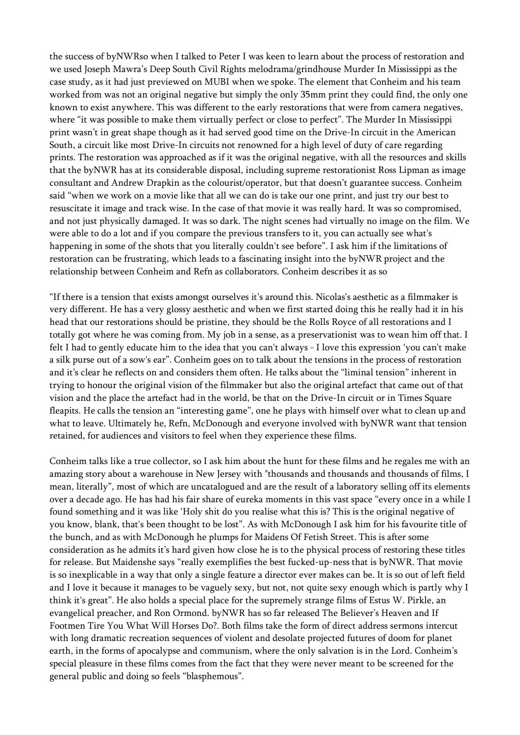the success of byNWRso when I talked to Peter I was keen to learn about the process of restoration and we used Joseph Mawra's Deep South Civil Rights melodrama/grindhouse Murder In Mississippi as the case study, as it had just previewed on MUBI when we spoke. The element that Conheim and his team worked from was not an original negative but simply the only 35mm print they could find, the only one known to exist anywhere. This was different to the early restorations that were from camera negatives, where "it was possible to make them virtually perfect or close to perfect". The Murder In Mississippi print wasn't in great shape though as it had served good time on the Drive-In circuit in the American South, a circuit like most Drive-In circuits not renowned for a high level of duty of care regarding prints. The restoration was approached as if it was the original negative, with all the resources and skills that the byNWR has at its considerable disposal, including supreme restorationist Ross Lipman as image consultant and Andrew Drapkin as the colourist/operator, but that doesn't guarantee success. Conheim said "when we work on a movie like that all we can do is take our one print, and just try our best to resuscitate it image and track wise. In the case of that movie it was really hard. It was so compromised, and not just physically damaged. It was so dark. The night scenes had virtually no image on the film. We were able to do a lot and if you compare the previous transfers to it, you can actually see what's happening in some of the shots that you literally couldn't see before". I ask him if the limitations of restoration can be frustrating, which leads to a fascinating insight into the byNWR project and the relationship between Conheim and Refn as collaborators. Conheim describes it as so

"If there is a tension that exists amongst ourselves it's around this. Nicolas's aesthetic as a filmmaker is very different. He has a very glossy aesthetic and when we first started doing this he really had it in his head that our restorations should be pristine, they should be the Rolls Royce of all restorations and I totally got where he was coming from. My job in a sense, as a preservationist was to wean him off that. I felt I had to gently educate him to the idea that you can't always - I love this expression 'you can't make a silk purse out of a sow's ear". Conheim goes on to talk about the tensions in the process of restoration and it's clear he reflects on and considers them often. He talks about the "liminal tension" inherent in trying to honour the original vision of the filmmaker but also the original artefact that came out of that vision and the place the artefact had in the world, be that on the Drive-In circuit or in Times Square fleapits. He calls the tension an "interesting game", one he plays with himself over what to clean up and what to leave. Ultimately he, Refn, McDonough and everyone involved with byNWR want that tension retained, for audiences and visitors to feel when they experience these films.

Conheim talks like a true collector, so I ask him about the hunt for these films and he regales me with an amazing story about a warehouse in New Jersey with "thousands and thousands and thousands of films, I mean, literally", most of which are uncatalogued and are the result of a laboratory selling off its elements over a decade ago. He has had his fair share of eureka moments in this vast space "every once in a while I found something and it was like 'Holy shit do you realise what this is? This is the original negative of you know, blank, that's been thought to be lost". As with McDonough I ask him for his favourite title of the bunch, and as with McDonough he plumps for Maidens Of Fetish Street. This is after some consideration as he admits it's hard given how close he is to the physical process of restoring these titles for release. But Maidenshe says "really exemplifies the best fucked-up-ness that is byNWR. That movie is so inexplicable in a way that only a single feature a director ever makes can be. It is so out of left field and I love it because it manages to be vaguely sexy, but not, not quite sexy enough which is partly why I think it's great". He also holds a special place for the supremely strange films of Estus W. Pirkle, an evangelical preacher, and Ron Ormond. byNWR has so far released The Believer's Heaven and If Footmen Tire You What Will Horses Do?. Both films take the form of direct address sermons intercut with long dramatic recreation sequences of violent and desolate projected futures of doom for planet earth, in the forms of apocalypse and communism, where the only salvation is in the Lord. Conheim's special pleasure in these films comes from the fact that they were never meant to be screened for the general public and doing so feels "blasphemous".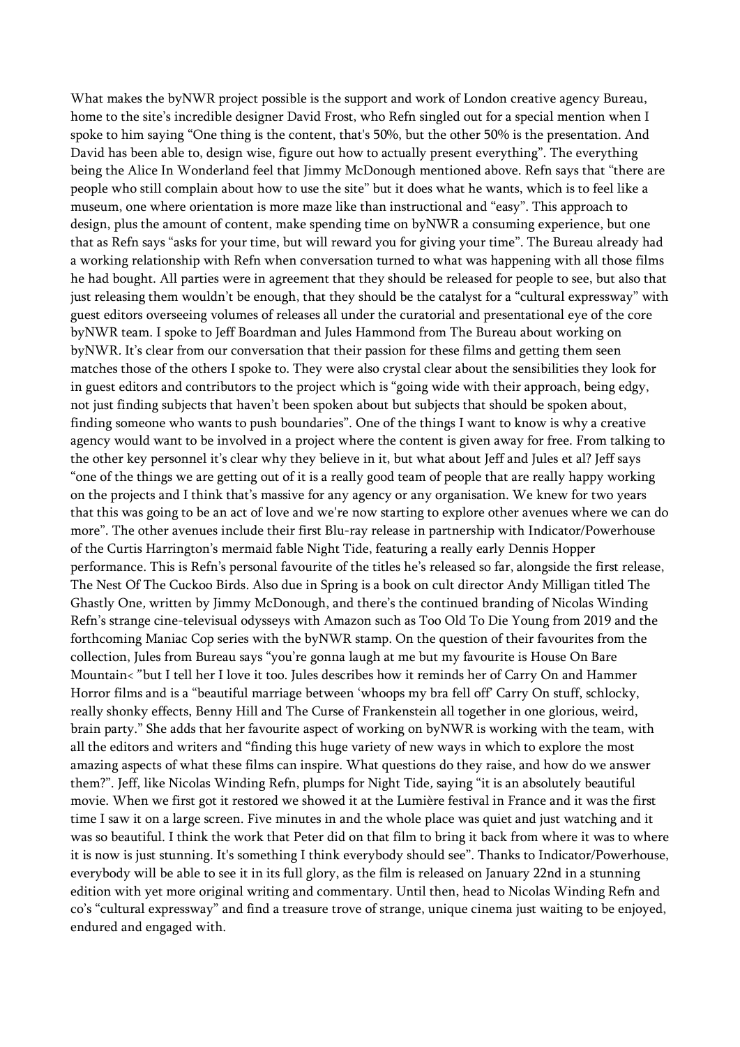What makes the byNWR project possible is the support and work of London creative agency Bureau, home to the site's incredible designer David Frost, who Refn singled out for a special mention when I spoke to him saying "One thing is the content, that's 50%, but the other 50% is the presentation. And David has been able to, design wise, figure out how to actually present everything". The everything being the Alice In Wonderland feel that Jimmy McDonough mentioned above. Refn says that "there are people who still complain about how to use the site" but it does what he wants, which is to feel like a museum, one where orientation is more maze like than instructional and "easy". This approach to design, plus the amount of content, make spending time on byNWR a consuming experience, but one that as Refn says "asks for your time, but will reward you for giving your time". The Bureau already had a working relationship with Refn when conversation turned to what was happening with all those films he had bought. All parties were in agreement that they should be released for people to see, but also that just releasing them wouldn't be enough, that they should be the catalyst for a "cultural expressway" with guest editors overseeing volumes of releases all under the curatorial and presentational eye of the core byNWR team. I spoke to Jeff Boardman and Jules Hammond from The Bureau about working on byNWR. It's clear from our conversation that their passion for these films and getting them seen matches those of the others I spoke to. They were also crystal clear about the sensibilities they look for in guest editors and contributors to the project which is "going wide with their approach, being edgy, not just finding subjects that haven't been spoken about but subjects that should be spoken about, finding someone who wants to push boundaries". One of the things I want to know is why a creative agency would want to be involved in a project where the content is given away for free. From talking to the other key personnel it's clear why they believe in it, but what about Jeff and Jules et al? Jeff says "one of the things we are getting out of it is a really good team of people that are really happy working on the projects and I think that's massive for any agency or any organisation. We knew for two years that this was going to be an act of love and we're now starting to explore other avenues where we can do more". The other avenues include their first Blu-ray release in partnership with Indicator/Powerhouse of the Curtis Harrington's mermaid fable Night Tide, featuring a really early Dennis Hopper performance. This is Refn's personal favourite of the titles he's released so far, alongside the first release, The Nest Of The Cuckoo Birds. Also due in Spring is a book on cult director Andy Milligan titled *The Ghastly One*, written by Jimmy McDonough, and there's the continued branding of Nicolas Winding Refn's strange cine-televisual odysseys with Amazon such as Too Old To Die Young from 2019 and the forthcoming Maniac Cop series with the byNWR stamp. On the question of their favourites from the collection, Jules from Bureau says "you're gonna laugh at me but my favourite is House On Bare Mountain< "but I tell her I love it too. Jules describes how it reminds her of Carry On and Hammer Horror films and is a "beautiful marriage between 'whoops my bra fell off' Carry On stuff, schlocky, really shonky effects, Benny Hill and The Curse of Frankenstein all together in one glorious, weird, brain party." She adds that her favourite aspect of working on byNWR is working with the team, with all the editors and writers and "finding this huge variety of new ways in which to explore the most amazing aspects of what these films can inspire. What questions do they raise, and how do we answer them?". Jeff, like Nicolas Winding Refn, plumps for Night Tide*,* saying "it is an absolutely beautiful movie. When we first got it restored we showed it at the Lumière festival in France and it was the first time I saw it on a large screen. Five minutes in and the whole place was quiet and just watching and it was so beautiful. I think the work that Peter did on that film to bring it back from where it was to where it is now is just stunning. It's something I think everybody should see". Thanks to Indicator/Powerhouse, everybody will be able to see it in its full glory, as the film is released on January 22nd in a stunning edition with yet more original writing and commentary. Until then, head to Nicolas Winding Refn and co's "cultural expressway" and find a treasure trove of strange, unique cinema just waiting to be enjoyed, endured and engaged with.